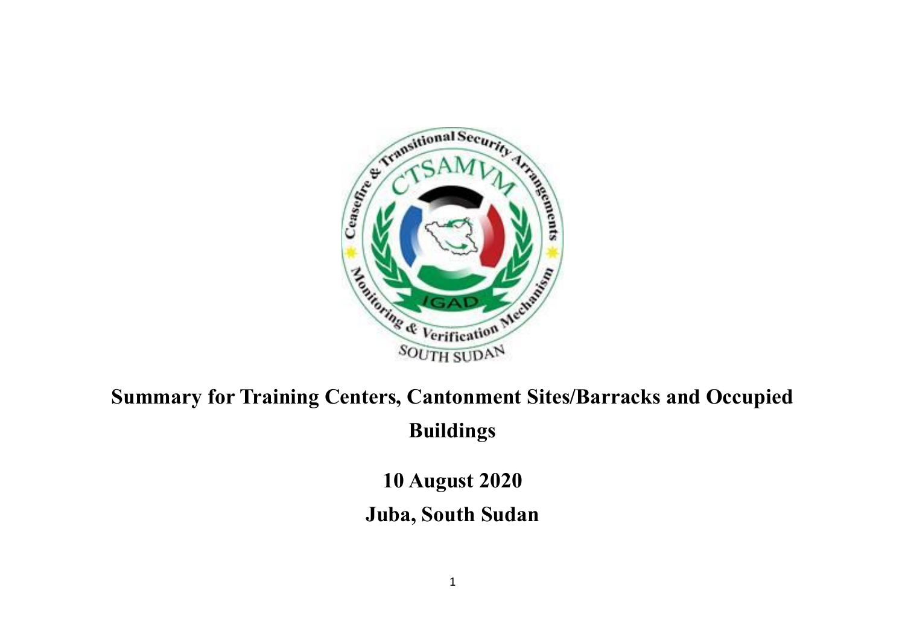# Summary for Training Centers, Cantonment Sites/Barracks and Occupied Buildings

**10 August 2020**

**Juba, South Sudan**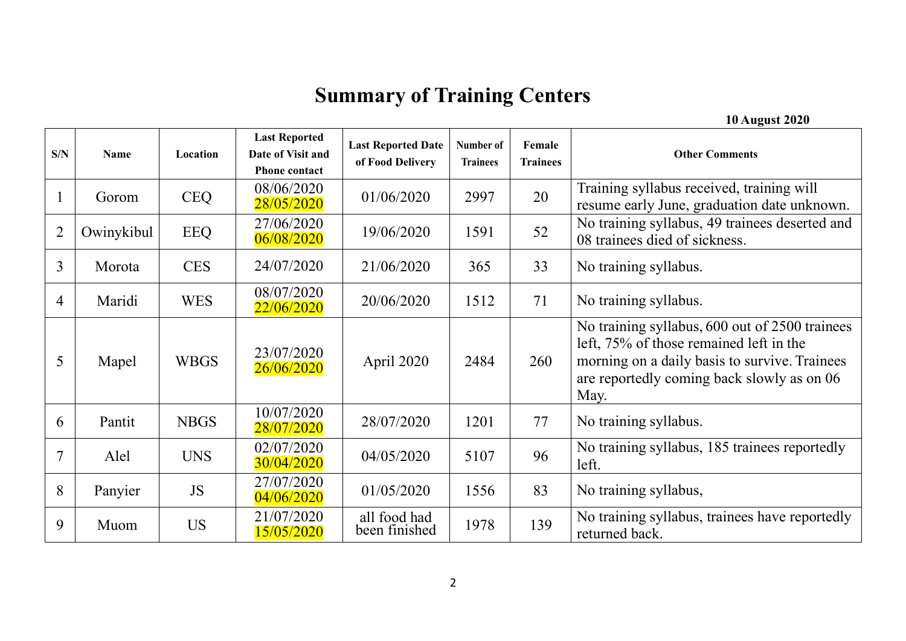# Summary of Training Centers

**10 August 2020**

| S/N | Name | Location | Last Reported Date of Visit and Phone contact | Last Reported Date of Food Delivery | Number of Trainees | Female Trainees | Other Comments |
|---|---|---|---|---|---|---|---|
| 1 | Gorom | CEQ | 08/06/2020 28/05/2020 | 01/06/2020 | 2997 | 20 | Training syllabus received, training will resume early June, graduation date unknown. |
| 2 | Owinykibul | EEQ | 27/06/2020 06/08/2020 | 19/06/2020 | 1591 | 52 | No training syllabus, 49 trainees deserted and 08 trainees died of sickness. |
| 3 | Morota | CES | 24/07/2020 | 21/06/2020 | 365 | 33 | No training syllabus. |
| 4 | Maridi | WES | 08/07/2020 22/06/2020 | 20/06/2020 | 1512 | 71 | No training syllabus. |
| 5 | Mapel | WBGS | 23/07/2020 26/06/2020 | April 2020 | 2484 | 260 | No training syllabus, 600 out of 2500 trainees left, 75% of those remained left in the morning on a daily basis to survive. Trainees are reportedly coming back slowly as on 06 May. |
| 6 | Pantit | NBGS | 10/07/2020 28/07/2020 | 28/07/2020 | 1201 | 77 | No training syllabus. |
| 7 | Alel | UNS | 02/07/2020 30/04/2020 | 04/05/2020 | 5107 | 96 | No training syllabus, 185 trainees reportedly left. |
| 8 | Panyier | JS | 27/07/2020 04/06/2020 | 01/05/2020 | 1556 | 83 | No training syllabus, |
| 9 | Muom | US | 21/07/2020 15/05/2020 | all food had been finished | 1978 | 139 | No training syllabus, trainees have reportedly returned back. |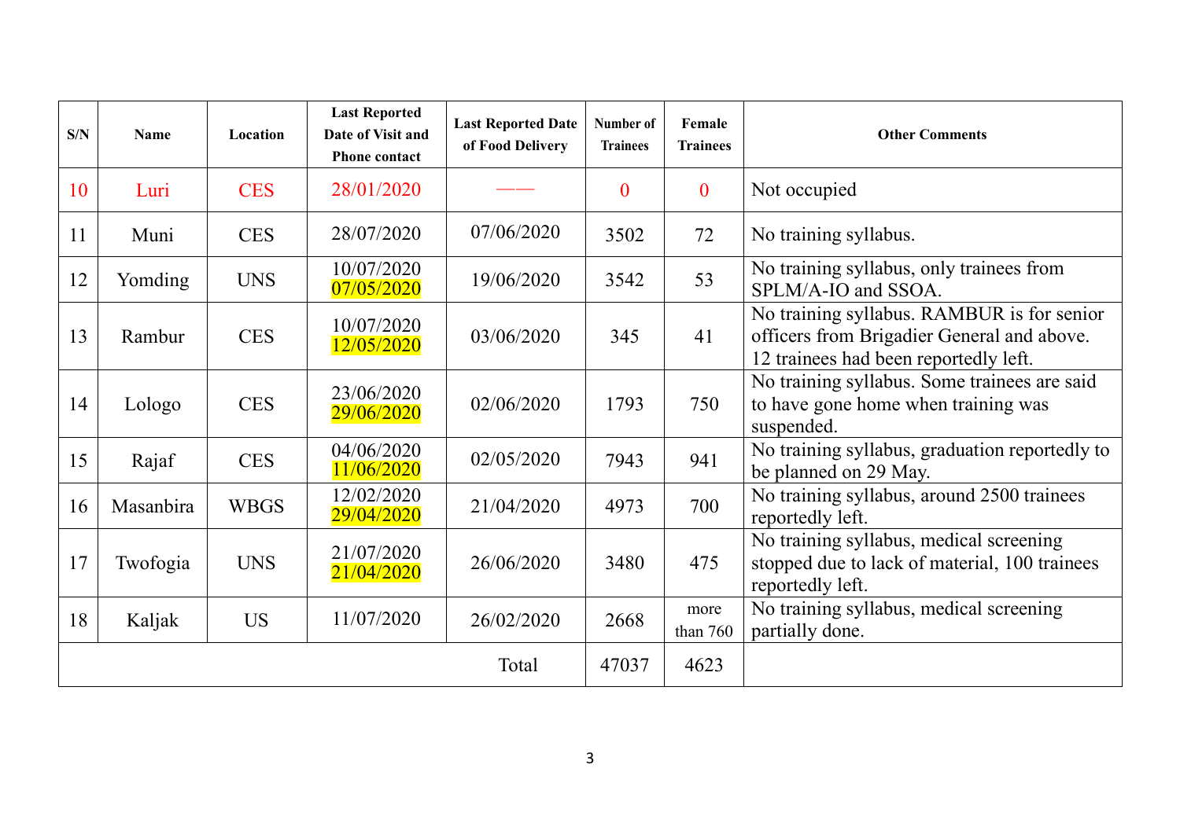| S/N | Name | Location | Last Reported Date of Visit and Phone contact | Last Reported Date of Food Delivery | Number of Trainees | Female Trainees | Other Comments |
|---|---|---|---|---|---|---|---|
| 10 | Luri | CES | 28/01/2020 | —— | 0 | 0 | Not occupied |
| 11 | Muni | CES | 28/07/2020 | 07/06/2020 | 3502 | 72 | No training syllabus. |
| 12 | Yomding | UNS | 10/07/2020 07/05/2020 | 19/06/2020 | 3542 | 53 | No training syllabus, only trainees from SPLM/A-IO and SSOA. |
| 13 | Rambur | CES | 10/07/2020 12/05/2020 | 03/06/2020 | 345 | 41 | No training syllabus. RAMBUR is for senior officers from Brigadier General and above. 12 trainees had been reportedly left. |
| 14 | Lologo | CES | 23/06/2020 29/06/2020 | 02/06/2020 | 1793 | 750 | No training syllabus. Some trainees are said to have gone home when training was suspended. |
| 15 | Rajaf | CES | 04/06/2020 11/06/2020 | 02/05/2020 | 7943 | 941 | No training syllabus, graduation reportedly to be planned on 29 May. |
| 16 | Masanbira | WBGS | 12/02/2020 29/04/2020 | 21/04/2020 | 4973 | 700 | No training syllabus, around 2500 trainees reportedly left. |
| 17 | Twofogia | UNS | 21/07/2020 21/04/2020 | 26/06/2020 | 3480 | 475 | No training syllabus, medical screening stopped due to lack of material, 100 trainees reportedly left. |
| 18 | Kaljak | US | 11/07/2020 | 26/02/2020 | 2668 | more than 760 | No training syllabus, medical screening partially done. |
| | | | | Total | 47037 | 4623 | |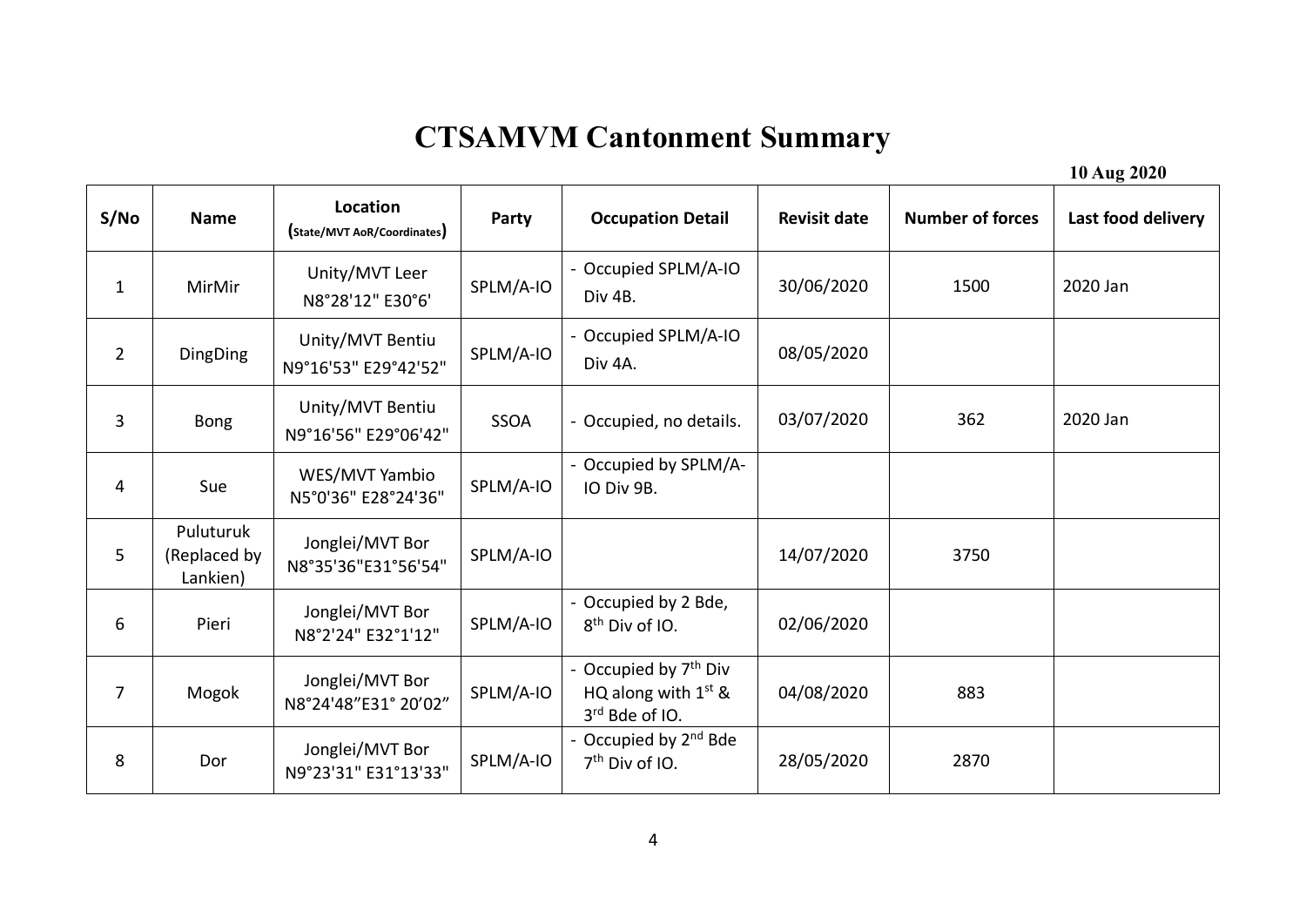# CTSAMVM Cantonment Summary

10 Aug 2020

| S/No | Name | Location (State/MVT AoR/Coordinates) | Party | Occupation Detail | Revisit date | Number of forces | Last food delivery |
|---|---|---|---|---|---|---|---|
| 1 | MirMir | Unity/MVT Leer N8°28'12" E30°6' | SPLM/A-IO | - Occupied SPLM/A-IO Div 4B. | 30/06/2020 | 1500 | 2020 Jan |
| 2 | DingDing | Unity/MVT Bentiu N9°16'53" E29°42'52" | SPLM/A-IO | - Occupied SPLM/A-IO Div 4A. | 08/05/2020 | | |
| 3 | Bong | Unity/MVT Bentiu N9°16'56" E29°06'42" | SSOA | - Occupied, no details. | 03/07/2020 | 362 | 2020 Jan |
| 4 | Sue | WES/MVT Yambio N5°0'36" E28°24'36" | SPLM/A-IO | - Occupied by SPLM/A-IO Div 9B. | | | |
| 5 | Puluturuk (Replaced by Lankien) | Jonglei/MVT Bor N8°35'36"E31°56'54" | SPLM/A-IO | | 14/07/2020 | 3750 | |
| 6 | Pieri | Jonglei/MVT Bor N8°2'24" E32°1'12" | SPLM/A-IO | - Occupied by 2 Bde, 8th Div of IO. | 02/06/2020 | | |
| 7 | Mogok | Jonglei/MVT Bor N8°24'48"E31° 20'02" | SPLM/A-IO | - Occupied by 7th Div HQ along with 1st & 3rd Bde of IO. | 04/08/2020 | 883 | |
| 8 | Dor | Jonglei/MVT Bor N9°23'31" E31°13'33" | SPLM/A-IO | - Occupied by 2nd Bde 7th Div of IO. | 28/05/2020 | 2870 | |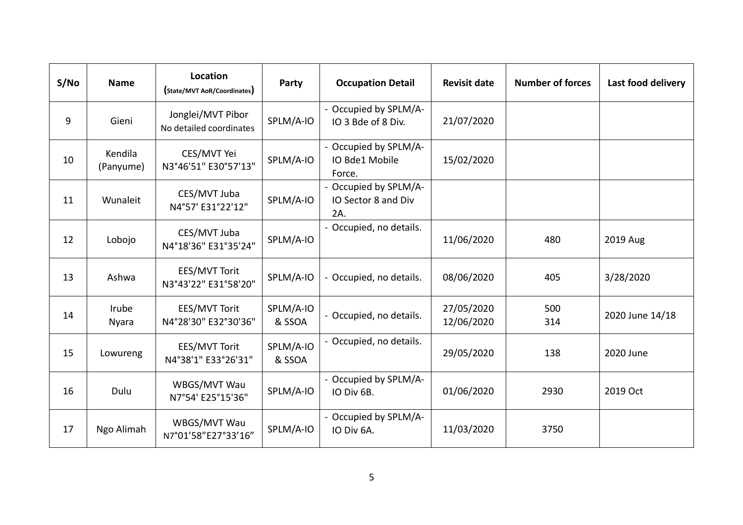| S/No | Name | Location (State/MVT AoR/Coordinates) | Party | Occupation Detail | Revisit date | Number of forces | Last food delivery |
|---|---|---|---|---|---|---|---|
| 9 | Gieni | Jonglei/MVT Pibor No detailed coordinates | SPLM/A-IO | - Occupied by SPLM/A-IO 3 Bde of 8 Div. | 21/07/2020 | | |
| 10 | Kendila (Panyume) | CES/MVT Yei N3°46'51" E30°57'13" | SPLM/A-IO | - Occupied by SPLM/A-IO Bde1 Mobile Force. | 15/02/2020 | | |
| 11 | Wunaleit | CES/MVT Juba N4°57' E31°22'12" | SPLM/A-IO | - Occupied by SPLM/A-IO Sector 8 and Div 2A. | | | |
| 12 | Lobojo | CES/MVT Juba N4°18'36" E31°35'24" | SPLM/A-IO | - Occupied, no details. | 11/06/2020 | 480 | 2019 Aug |
| 13 | Ashwa | EES/MVT Torit N3°43'22" E31°58'20" | SPLM/A-IO | - Occupied, no details. | 08/06/2020 | 405 | 3/28/2020 |
| 14 | Irube Nyara | EES/MVT Torit N4°28'30" E32°30'36" | SPLM/A-IO & SSOA | - Occupied, no details. | 27/05/2020 12/06/2020 | 500 314 | 2020 June 14/18 |
| 15 | Lowureng | EES/MVT Torit N4°38'1" E33°26'31" | SPLM/A-IO & SSOA | - Occupied, no details. | 29/05/2020 | 138 | 2020 June |
| 16 | Dulu | WBGS/MVT Wau N7°54' E25°15'36" | SPLM/A-IO | - Occupied by SPLM/A-IO Div 6B. | 01/06/2020 | 2930 | 2019 Oct |
| 17 | Ngo Alimah | WBGS/MVT Wau N7°01'58"E27°33'16" | SPLM/A-IO | - Occupied by SPLM/A-IO Div 6A. | 11/03/2020 | 3750 | |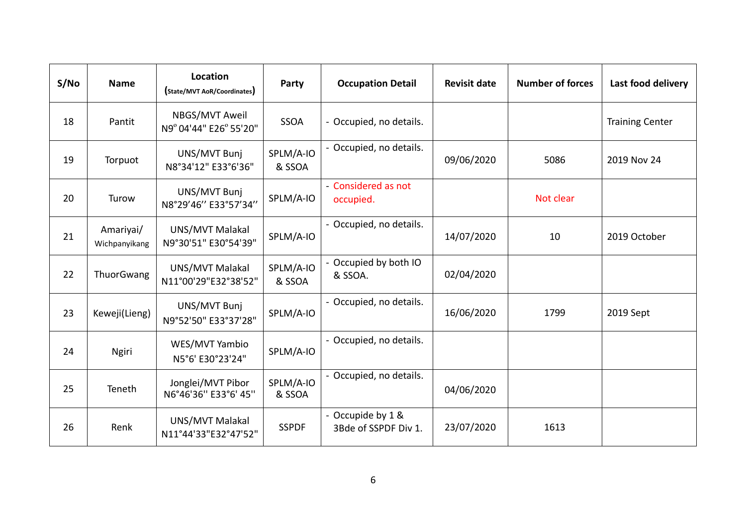| S/No | Name | Location (State/MVT AoR/Coordinates) | Party | Occupation Detail | Revisit date | Number of forces | Last food delivery |
|---|---|---|---|---|---|---|---|
| 18 | Pantit | NBGS/MVT Aweil N9º 04'44" E26º 55'20" | SSOA | - Occupied, no details. | | | Training Center |
| 19 | Torpuot | UNS/MVT Bunj N8°34'12" E33°6'36" | SPLM/A-IO & SSOA | - Occupied, no details. | 09/06/2020 | 5086 | 2019 Nov 24 |
| 20 | Turow | UNS/MVT Bunj N8°29'46'' E33°57'34'' | SPLM/A-IO | - Considered as not occupied. | | Not clear | |
| 21 | Amariyai/ Wichpanyikang | UNS/MVT Malakal N9°30'51" E30°54'39" | SPLM/A-IO | - Occupied, no details. | 14/07/2020 | 10 | 2019 October |
| 22 | ThuorGwang | UNS/MVT Malakal N11°00'29"E32°38'52" | SPLM/A-IO & SSOA | - Occupied by both IO & SSOA. | 02/04/2020 | | |
| 23 | Keweji(Lieng) | UNS/MVT Bunj N9°52'50" E33°37'28" | SPLM/A-IO | - Occupied, no details. | 16/06/2020 | 1799 | 2019 Sept |
| 24 | Ngiri | WES/MVT Yambio N5°6' E30°23'24" | SPLM/A-IO | - Occupied, no details. | | | |
| 25 | Teneth | Jonglei/MVT Pibor N6°46'36'' E33°6' 45'' | SPLM/A-IO & SSOA | - Occupied, no details. | 04/06/2020 | | |
| 26 | Renk | UNS/MVT Malakal N11°44'33"E32°47'52" | SSPDF | - Occupide by 1 & 3Bde of SSPDF Div 1. | 23/07/2020 | 1613 | |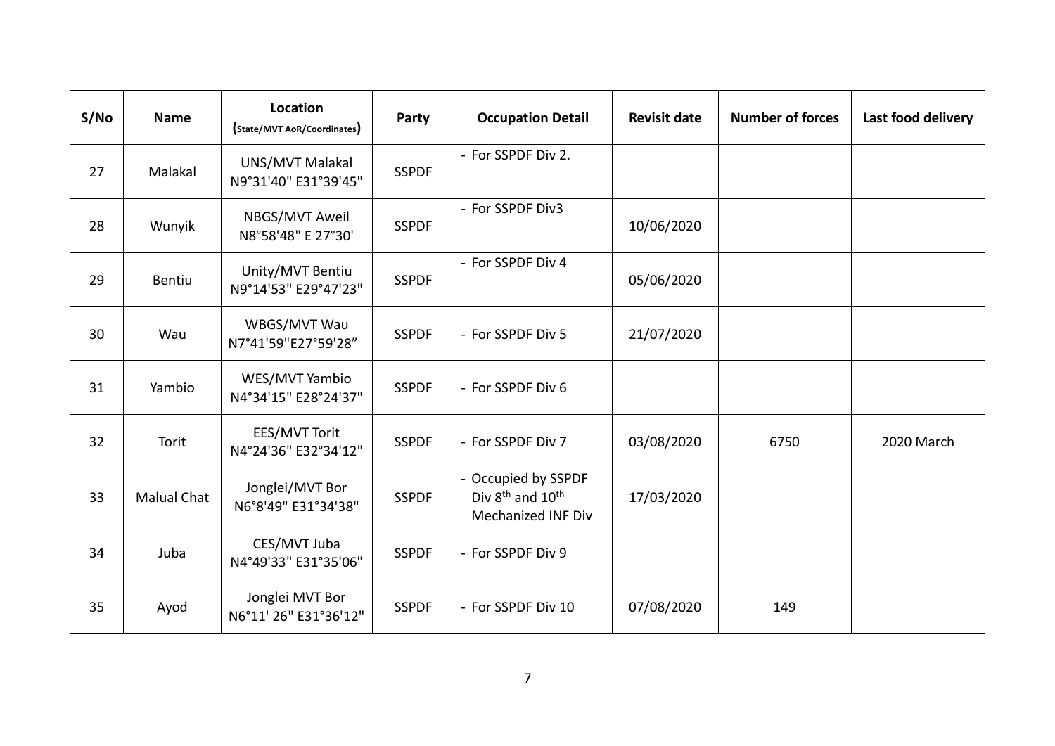| S/No | Name | Location (State/MVT AoR/Coordinates) | Party | Occupation Detail | Revisit date | Number of forces | Last food delivery |
| --- | --- | --- | --- | --- | --- | --- | --- |
| 27 | Malakal | UNS/MVT Malakal N9°31'40" E31°39'45" | SSPDF | - For SSPDF Div 2. | | | |
| 28 | Wunyik | NBGS/MVT Aweil N8°58'48" E 27°30' | SSPDF | - For SSPDF Div3 | 10/06/2020 | | |
| 29 | Bentiu | Unity/MVT Bentiu N9°14'53" E29°47'23" | SSPDF | - For SSPDF Div 4 | 05/06/2020 | | |
| 30 | Wau | WBGS/MVT Wau N7°41'59"E27°59'28" | SSPDF | - For SSPDF Div 5 | 21/07/2020 | | |
| 31 | Yambio | WES/MVT Yambio N4°34'15" E28°24'37" | SSPDF | - For SSPDF Div 6 | | | |
| 32 | Torit | EES/MVT Torit N4°24'36" E32°34'12" | SSPDF | - For SSPDF Div 7 | 03/08/2020 | 6750 | 2020 March |
| 33 | Malual Chat | Jonglei/MVT Bor N6°8'49" E31°34'38" | SSPDF | - Occupied by SSPDF Div 8th and 10th Mechanized INF Div | 17/03/2020 | | |
| 34 | Juba | CES/MVT Juba N4°49'33" E31°35'06" | SSPDF | - For SSPDF Div 9 | | | |
| 35 | Ayod | Jonglei MVT Bor N6°11' 26" E31°36'12" | SSPDF | - For SSPDF Div 10 | 07/08/2020 | 149 | |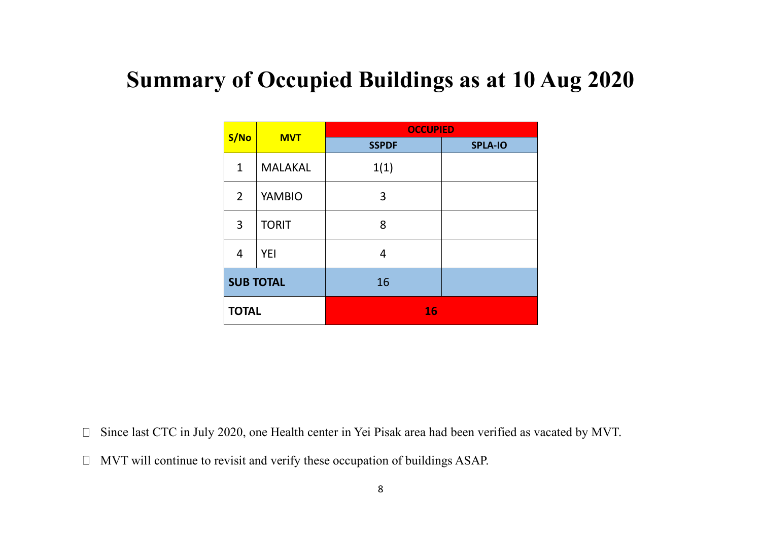# Summary of Occupied Buildings as at 10 Aug 2020

| S/No | MVT | OCCUPIED | |
|---|---|---|---|
| | | SSPDF | SPLA-IO |
| 1 | MALAKAL | 1(1) | |
| 2 | YAMBIO | 3 | |
| 3 | TORIT | 8 | |
| 4 | YEI | 4 | |
| SUB TOTAL | | 16 | |
| TOTAL | | 16 | |

- Since last CTC in July 2020, one Health center in Yei Pisak area had been verified as vacated by MVT.
- MVT will continue to revisit and verify these occupation of buildings ASAP.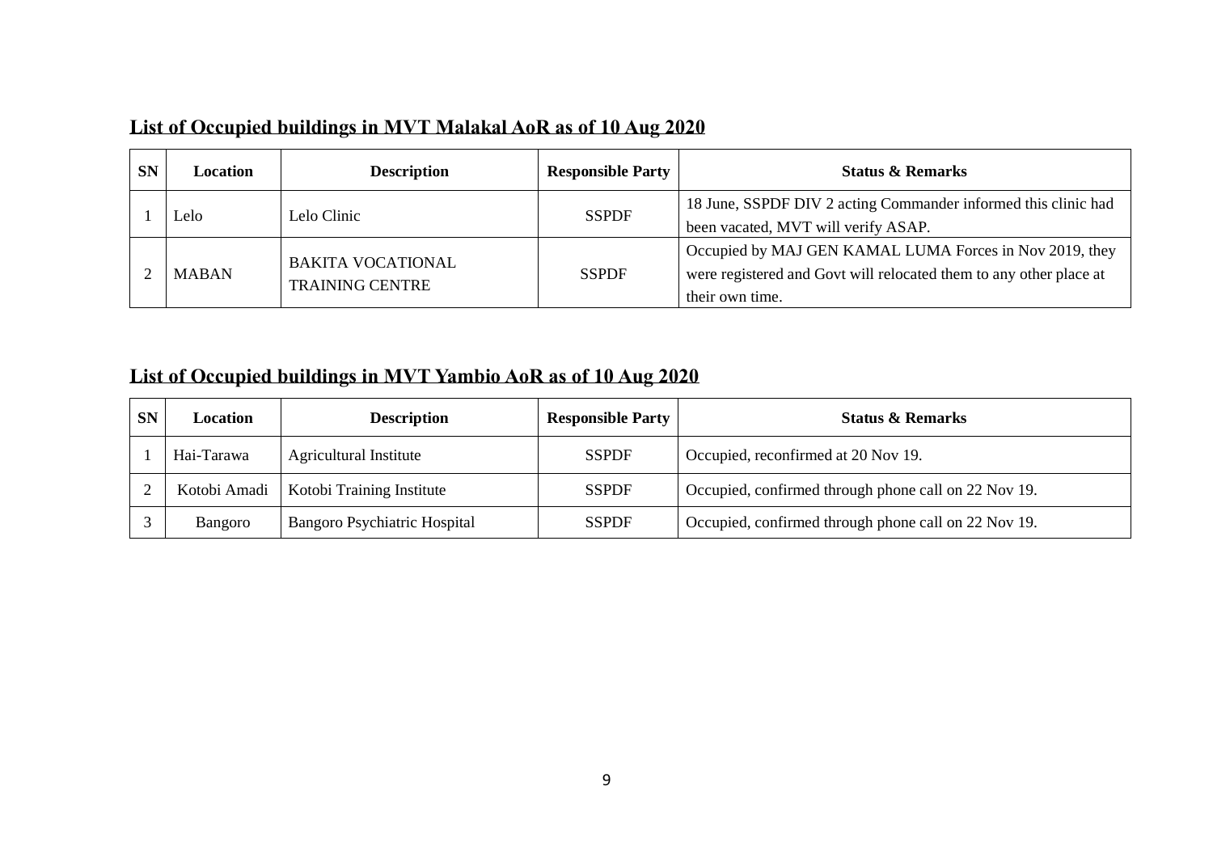## List of Occupied buildings in MVT Malakal AoR as of 10 Aug 2020

| SN | Location | Description | Responsible Party | Status & Remarks |
|---|---|---|---|---|
| 1 | Lelo | Lelo Clinic | SSPDF | 18 June, SSPDF DIV 2 acting Commander informed this clinic had been vacated, MVT will verify ASAP. |
| 2 | MABAN | BAKITA VOCATIONAL TRAINING CENTRE | SSPDF | Occupied by MAJ GEN KAMAL LUMA Forces in Nov 2019, they were registered and Govt will relocated them to any other place at their own time. |

## List of Occupied buildings in MVT Yambio AoR as of 10 Aug 2020

| SN | Location | Description | Responsible Party | Status & Remarks |
|---|---|---|---|---|
| 1 | Hai-Tarawa | Agricultural Institute | SSPDF | Occupied, reconfirmed at 20 Nov 19. |
| 2 | Kotobi Amadi | Kotobi Training Institute | SSPDF | Occupied, confirmed through phone call on 22 Nov 19. |
| 3 | Bangoro | Bangoro Psychiatric Hospital | SSPDF | Occupied, confirmed through phone call on 22 Nov 19. |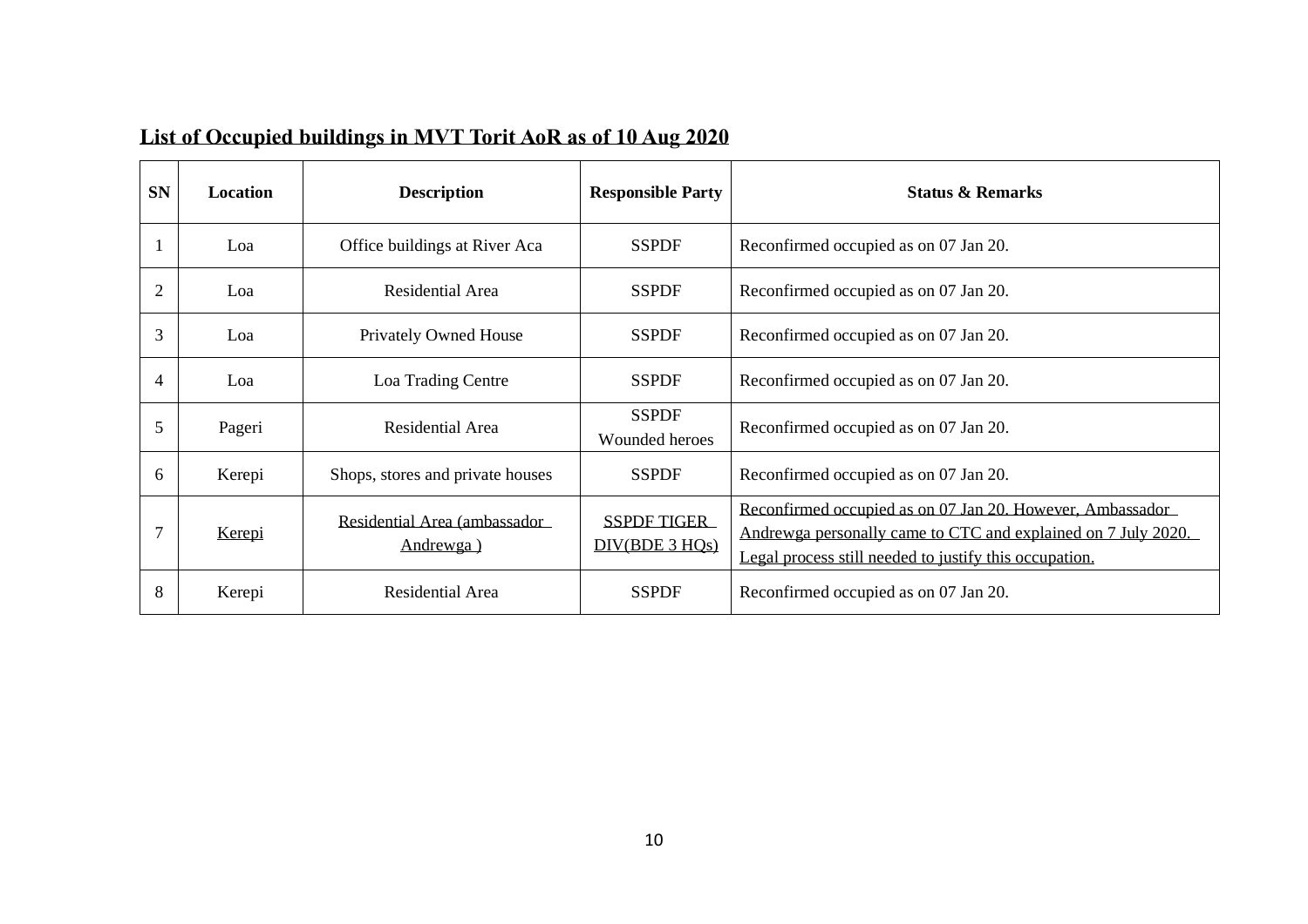## List of Occupied buildings in MVT Torit AoR as of 10 Aug 2020

| SN | Location | Description | Responsible Party | Status & Remarks |
|---|---|---|---|---|
| 1 | Loa | Office buildings at River Aca | SSPDF | Reconfirmed occupied as on 07 Jan 20. |
| 2 | Loa | Residential Area | SSPDF | Reconfirmed occupied as on 07 Jan 20. |
| 3 | Loa | Privately Owned House | SSPDF | Reconfirmed occupied as on 07 Jan 20. |
| 4 | Loa | Loa Trading Centre | SSPDF | Reconfirmed occupied as on 07 Jan 20. |
| 5 | Pageri | Residential Area | SSPDF Wounded heroes | Reconfirmed occupied as on 07 Jan 20. |
| 6 | Kerepi | Shops, stores and private houses | SSPDF | Reconfirmed occupied as on 07 Jan 20. |
| 7 | Kerepi | Residential Area (ambassador Andrewga ) | SSPDF TIGER DIV(BDE 3 HQs) | Reconfirmed occupied as on 07 Jan 20. However, Ambassador Andrewga personally came to CTC and explained on 7 July 2020. Legal process still needed to justify this occupation. |
| 8 | Kerepi | Residential Area | SSPDF | Reconfirmed occupied as on 07 Jan 20. |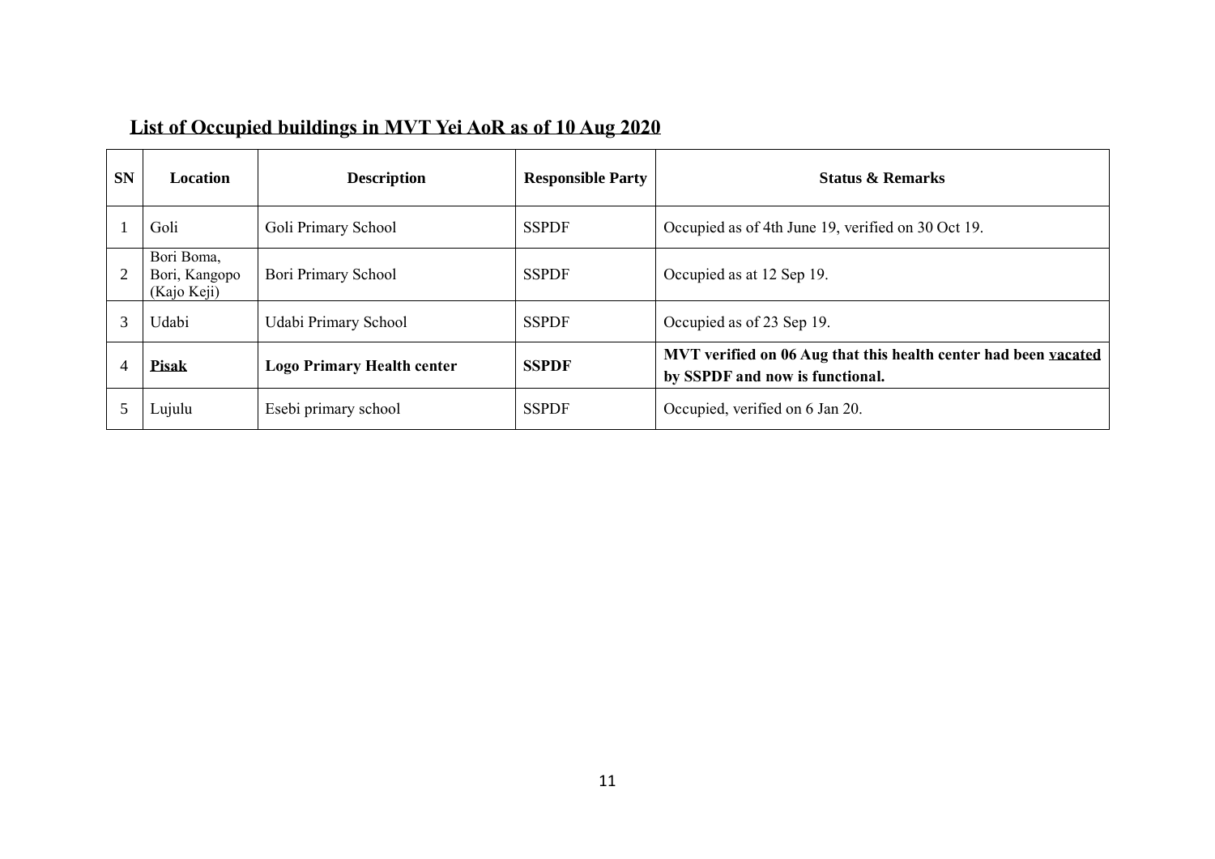## List of Occupied buildings in MVT Yei AoR as of 10 Aug 2020

| SN | Location | Description | Responsible Party | Status & Remarks |
|---|---|---|---|---|
| 1 | Goli | Goli Primary School | SSPDF | Occupied as of 4th June 19, verified on 30 Oct 19. |
| 2 | Bori Boma, Bori, Kangopo (Kajo Keji) | Bori Primary School | SSPDF | Occupied as at 12 Sep 19. |
| 3 | Udabi | Udabi Primary School | SSPDF | Occupied as of 23 Sep 19. |
| 4 | **Pisak** | **Logo Primary Health center** | **SSPDF** | **MVT verified on 06 Aug that this health center had been vacated by SSPDF and now is functional.** |
| 5 | Lujulu | Esebi primary school | SSPDF | Occupied, verified on 6 Jan 20. |